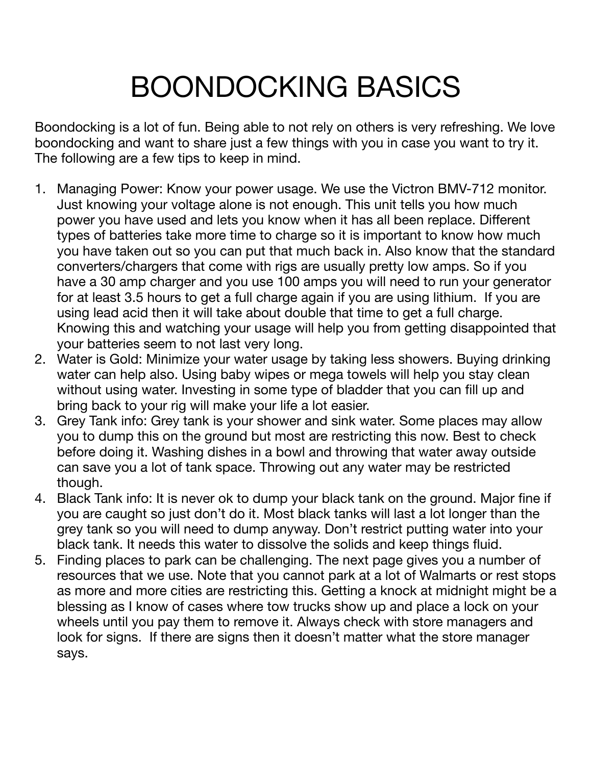# BOONDOCKING BASICS

Boondocking is a lot of fun. Being able to not rely on others is very refreshing. We love boondocking and want to share just a few things with you in case you want to try it. The following are a few tips to keep in mind.

1. Managing Power: Know your power usage. We use the Victron BMV-712 monitor. Just knowing your voltage alone is not enough. This unit tells you how much power you have used and lets you know when it has all been replace. Different types of batteries take more time to charge so it is important to know how much you have taken out so you can put that much back in. Also know that the standard converters/chargers that come with rigs are usually pretty low amps. So if you have a 30 amp charger and you use 100 amps you will need to run your generator for at least 3.5 hours to get a full charge again if you are using lithium. If you are using lead acid then it will take about double that time to get a full charge. Knowing this and watching your usage will help you from getting disappointed that your batteries seem to not last very long.
2. Water is Gold: Minimize your water usage by taking less showers. Buying drinking water can help also. Using baby wipes or mega towels will help you stay clean without using water. Investing in some type of bladder that you can fill up and bring back to your rig will make your life a lot easier.
3. Grey Tank info: Grey tank is your shower and sink water. Some places may allow you to dump this on the ground but most are restricting this now. Best to check before doing it. Washing dishes in a bowl and throwing that water away outside can save you a lot of tank space. Throwing out any water may be restricted though.
4. Black Tank info: It is never ok to dump your black tank on the ground. Major fine if you are caught so just don't do it. Most black tanks will last a lot longer than the grey tank so you will need to dump anyway. Don't restrict putting water into your black tank. It needs this water to dissolve the solids and keep things fluid.
5. Finding places to park can be challenging. The next page gives you a number of resources that we use. Note that you cannot park at a lot of Walmarts or rest stops as more and more cities are restricting this. Getting a knock at midnight might be a blessing as I know of cases where tow trucks show up and place a lock on your wheels until you pay them to remove it. Always check with store managers and look for signs. If there are signs then it doesn't matter what the store manager says.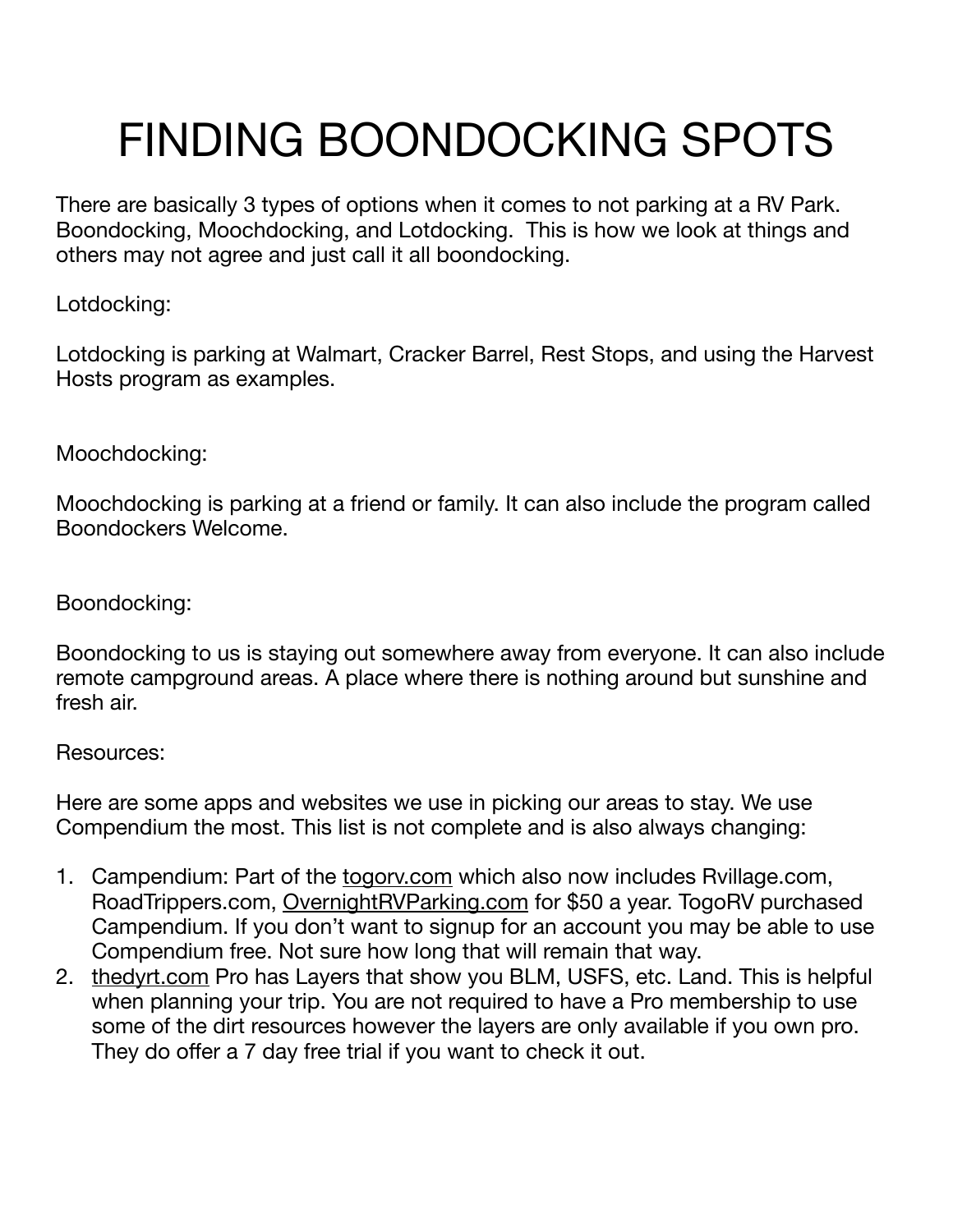# FINDING BOONDOCKING SPOTS

There are basically 3 types of options when it comes to not parking at a RV Park. Boondocking, Moochdocking, and Lotdocking. This is how we look at things and others may not agree and just call it all boondocking.

Lotdocking:

Lotdocking is parking at Walmart, Cracker Barrel, Rest Stops, and using the Harvest Hosts program as examples.

Moochdocking:

Moochdocking is parking at a friend or family. It can also include the program called Boondockers Welcome.

Boondocking:

Boondocking to us is staying out somewhere away from everyone. It can also include remote campground areas. A place where there is nothing around but sunshine and fresh air.

Resources:

Here are some apps and websites we use in picking our areas to stay. We use Compendium the most. This list is not complete and is also always changing:

1. Campendium: Part of the togorv.com which also now includes Rvillage.com, RoadTrippers.com, OvernightRVParking.com for $50 a year. TogoRV purchased Campendium. If you don't want to signup for an account you may be able to use Compendium free. Not sure how long that will remain that way.
2. thedyrt.com Pro has Layers that show you BLM, USFS, etc. Land. This is helpful when planning your trip. You are not required to have a Pro membership to use some of the dirt resources however the layers are only available if you own pro. They do offer a 7 day free trial if you want to check it out.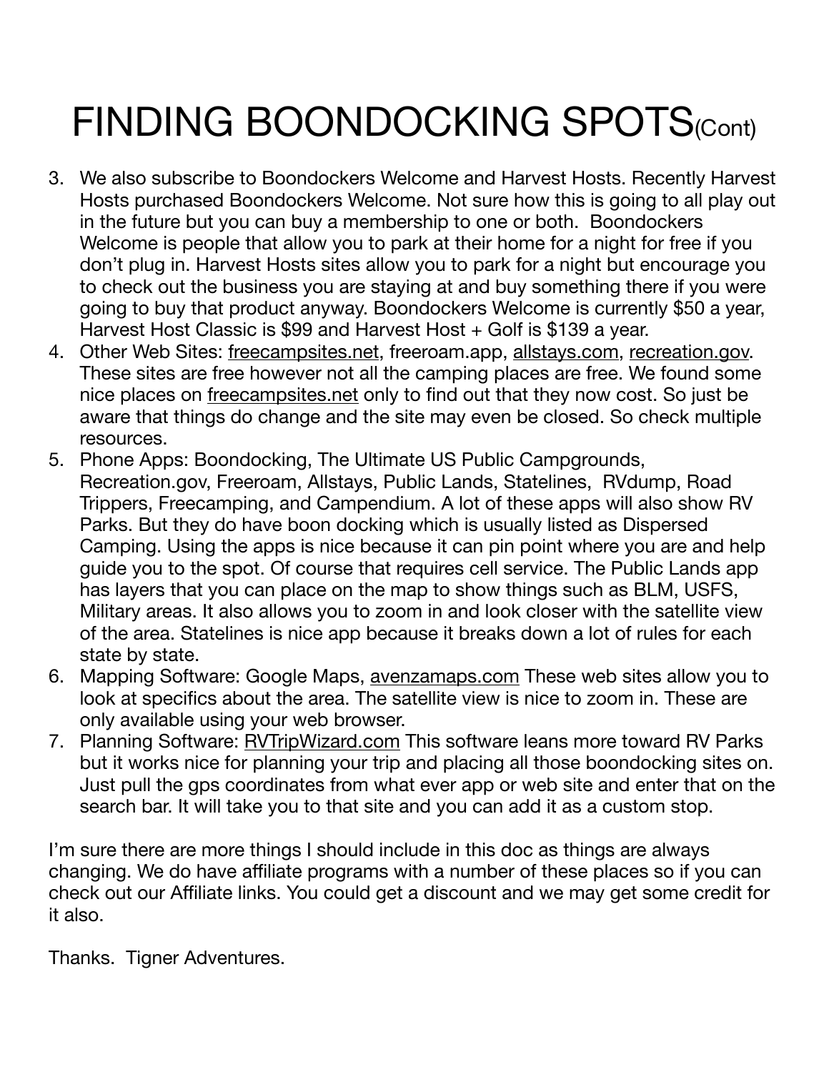# FINDING BOONDOCKING SPOTS(Cont)

3. We also subscribe to Boondockers Welcome and Harvest Hosts. Recently Harvest Hosts purchased Boondockers Welcome. Not sure how this is going to all play out in the future but you can buy a membership to one or both. Boondockers Welcome is people that allow you to park at their home for a night for free if you don't plug in. Harvest Hosts sites allow you to park for a night but encourage you to check out the business you are staying at and buy something there if you were going to buy that product anyway. Boondockers Welcome is currently $50 a year, Harvest Host Classic is $99 and Harvest Host + Golf is $139 a year.
4. Other Web Sites: freecampsites.net, freeroam.app, allstays.com, recreation.gov. These sites are free however not all the camping places are free. We found some nice places on freecampsites.net only to find out that they now cost. So just be aware that things do change and the site may even be closed. So check multiple resources.
5. Phone Apps: Boondocking, The Ultimate US Public Campgrounds, Recreation.gov, Freeroam, Allstays, Public Lands, Statelines, RVdump, Road Trippers, Freecamping, and Campendium. A lot of these apps will also show RV Parks. But they do have boon docking which is usually listed as Dispersed Camping. Using the apps is nice because it can pin point where you are and help guide you to the spot. Of course that requires cell service. The Public Lands app has layers that you can place on the map to show things such as BLM, USFS, Military areas. It also allows you to zoom in and look closer with the satellite view of the area. Statelines is nice app because it breaks down a lot of rules for each state by state.
6. Mapping Software: Google Maps, avenzamaps.com These web sites allow you to look at specifics about the area. The satellite view is nice to zoom in. These are only available using your web browser.
7. Planning Software: RVTripWizard.com This software leans more toward RV Parks but it works nice for planning your trip and placing all those boondocking sites on. Just pull the gps coordinates from what ever app or web site and enter that on the search bar. It will take you to that site and you can add it as a custom stop.

I'm sure there are more things I should include in this doc as things are always changing. We do have affiliate programs with a number of these places so if you can check out our Affiliate links. You could get a discount and we may get some credit for it also.

Thanks. Tigner Adventures.